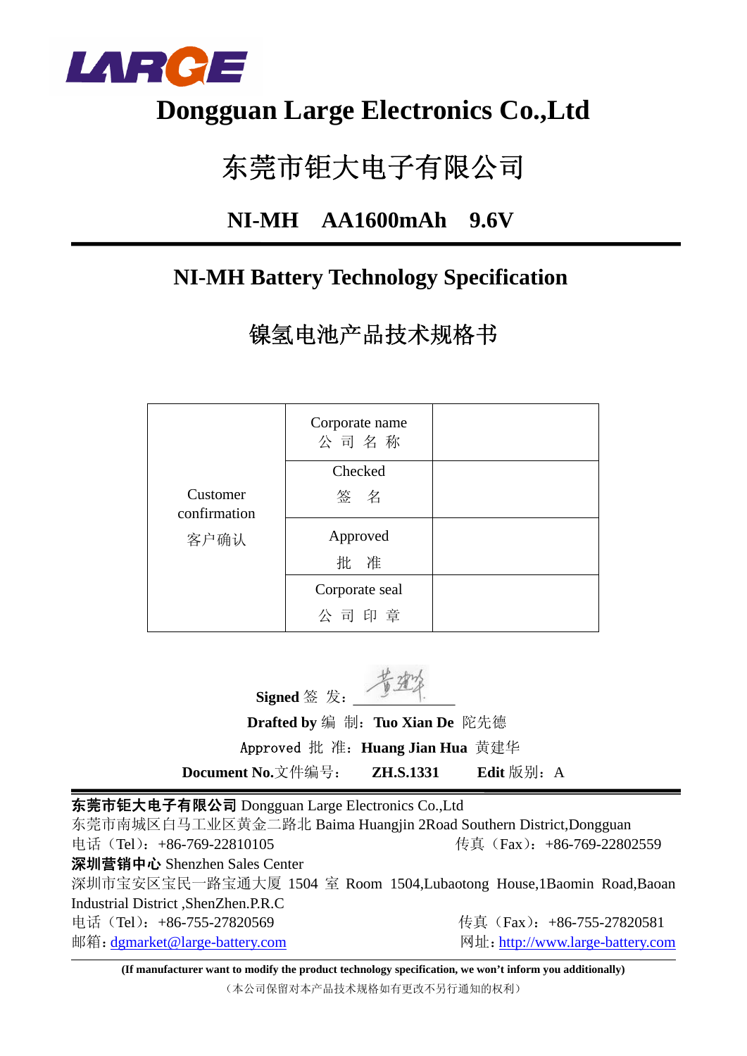LARGE

# Dongguan Large Electronics Co.,Ltd

# 东莞市钜大电子有限公司

## NI-MH　AA1600mAh　9.6V

## NI-MH Battery Technology Specification

## 镍氢电池产品技术规格书

| Customer confirmation 客户确认 | Corporate name 公 司 名 称 | |
|---|---|---|
| | Checked 签　名 | |
| | Approved 批　准 | |
| | Corporate seal 公 司 印 章 | |

**Signed** 签 发：

**Drafted by** 编 制：**Tuo Xian De** 陀先德

Approved 批 准：**Huang Jian Hua** 黄建华

**Document No.**文件编号：　**ZH.S.1331**　　**Edit** 版别：A

**东莞市钜大电子有限公司** Dongguan Large Electronics Co.,Ltd
东莞市南城区白马工业区黄金二路北 Baima Huangjin 2Road Southern District,Dongguan
电话（Tel）：+86-769-22810105　　　　传真（Fax）：+86-769-22802559

**深圳营销中心** Shenzhen Sales Center
深圳市宝安区宝民一路宝通大厦 1504 室 Room 1504,Lubaotong House,1Baomin Road,Baoan Industrial District ,ShenZhen.P.R.C
电话（Tel）：+86-755-27820569　　　　传真（Fax）：+86-755-27820581
邮箱：dgmarket@large-battery.com　　　　网址：http://www.large-battery.com

**(If manufacturer want to modify the product technology specification, we won't inform you additionally)**

（本公司保留对本产品技术规格如有更改不另行通知的权利）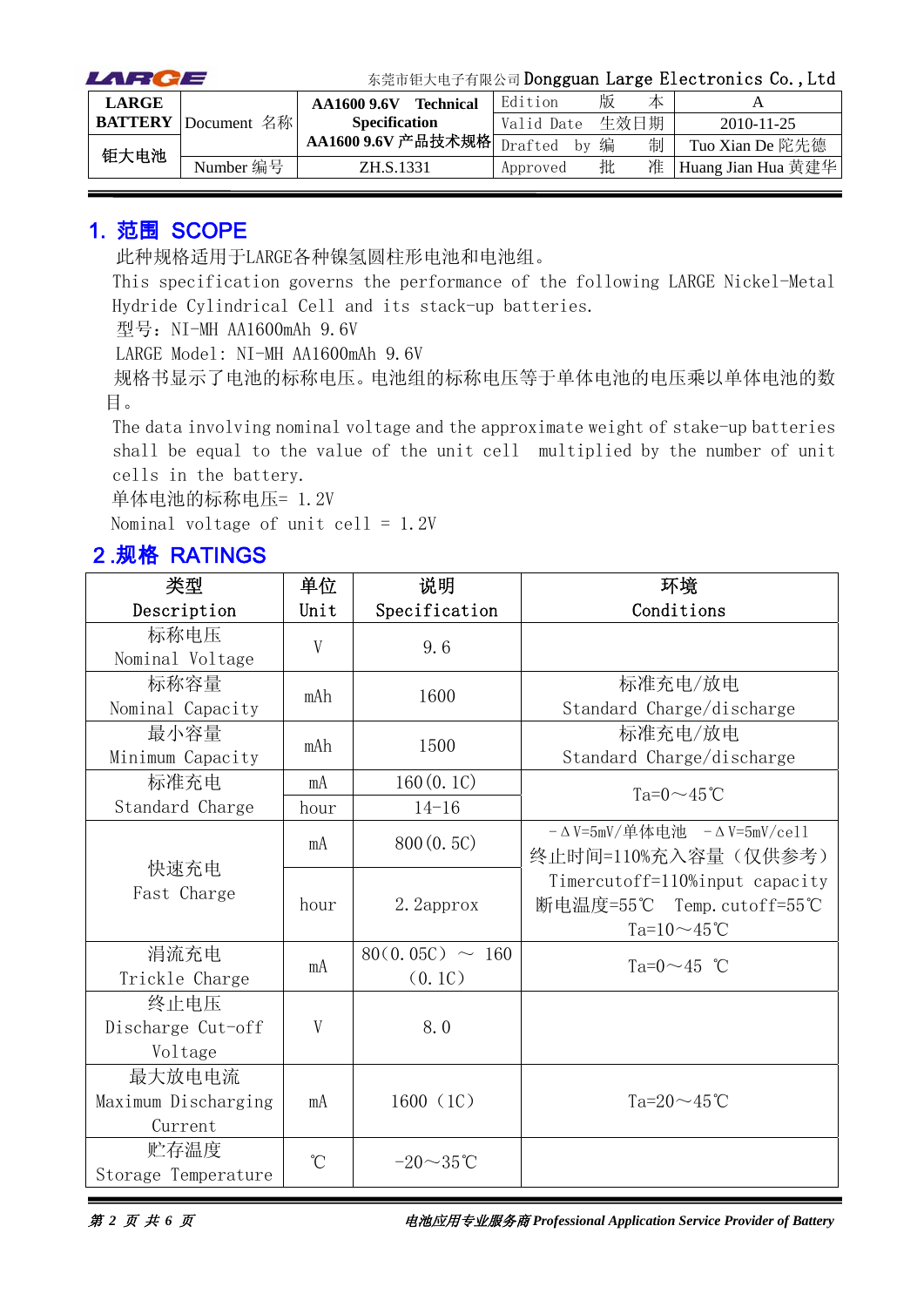| LARGE BATTERY 钜大电池 | Document 名称 | AA1600 9.6V Technical Specification AA1600 9.6V 产品技术规格 | Edition 版本 | A |
|---|---|---|---|---|
| | | | Valid Date 生效日期 | 2010-11-25 |
| | | | Drafted by 编制 | Tuo Xian De 陀先德 |
| | Number 编号 | ZH.S.1331 | Approved 批准 | Huang Jian Hua 黄建华 |

## 1. 范围 SCOPE

此种规格适用于LARGE各种镍氢圆柱形电池和电池组。

This specification governs the performance of the following LARGE Nickel-Metal Hydride Cylindrical Cell and its stack-up batteries.

型号：NI-MH AA1600mAh 9.6V

LARGE Model: NI-MH AA1600mAh 9.6V

规格书显示了电池的标称电压。电池组的标称电压等于单体电池的电压乘以单体电池的数目。

The data involving nominal voltage and the approximate weight of stake-up batteries shall be equal to the value of the unit cell multiplied by the number of unit cells in the battery.

单体电池的标称电压= 1.2V

Nominal voltage of unit cell = 1.2V

## 2.规格 RATINGS

| 类型 Description | 单位 Unit | 说明 Specification | 环境 Conditions |
|---|---|---|---|
| 标称电压 Nominal Voltage | V | 9.6 | |
| 标称容量 Nominal Capacity | mAh | 1600 | 标准充电/放电 Standard Charge/discharge |
| 最小容量 Minimum Capacity | mAh | 1500 | 标准充电/放电 Standard Charge/discharge |
| 标准充电 Standard Charge | mA | 160(0.1C) | Ta=0～45℃ |
| | hour | 14-16 | |
| 快速充电 Fast Charge | mA | 800(0.5C) | －ΔV=5mV/单体电池 －ΔV=5mV/cell 终止时间=110%充入容量（仅供参考） Timercutoff=110%input capacity 断电温度=55℃ Temp.cutoff=55℃ Ta=10～45℃ |
| | hour | 2.2approx | |
| 涓流充电 Trickle Charge | mA | 80(0.05C) ～ 160 (0.1C) | Ta=0～45 ℃ |
| 终止电压 Discharge Cut-off Voltage | V | 8.0 | |
| 最大放电电流 Maximum Discharging Current | mA | 1600 (1C) | Ta=20～45℃ |
| 贮存温度 Storage Temperature | ℃ | -20～35℃ | |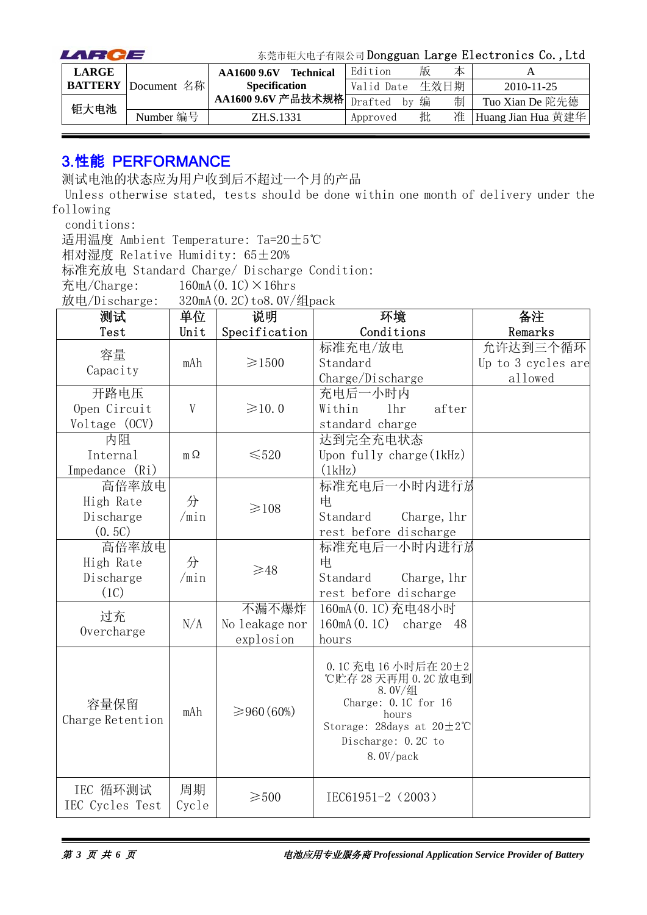## 3.性能 PERFORMANCE

测试电池的状态应为用户收到后不超过一个月的产品

Unless otherwise stated, tests should be done within one month of delivery under the following conditions:

适用温度 Ambient Temperature: Ta=20±5℃

相对湿度 Relative Humidity: 65±20%

标准充放电 Standard Charge/ Discharge Condition:

充电/Charge: 160mA(0.1C)×16hrs

放电/Discharge: 320mA(0.2C)to8.0V/组pack

| 测试<br>Test | 单位<br>Unit | 说明<br>Specification | 环境<br>Conditions | 备注<br>Remarks |
|---|---|---|---|---|
| 容量<br>Capacity | mAh | ≥1500 | 标准充电/放电<br>Standard Charge/Discharge | 允许达到三个循环<br>Up to 3 cycles are allowed |
| 开路电压<br>Open Circuit Voltage (OCV) | V | ≥10.0 | 充电后一小时内<br>Within 1hr after standard charge | |
| 内阻<br>Internal Impedance (Ri) | mΩ | ≤520 | 达到完全充电状态<br>Upon fully charge(1kHz)(1kHz) | |
| 高倍率放电<br>High Rate Discharge (0.5C) | 分/min | ≥108 | 标准充电后一小时内进行放电<br>Standard Charge, 1hr rest before discharge | |
| 高倍率放电<br>High Rate Discharge (1C) | 分/min | ≥48 | 标准充电后一小时内进行放电<br>Standard Charge, 1hr rest before discharge | |
| 过充<br>Overcharge | N/A | 不漏不爆炸<br>No leakage nor explosion | 160mA(0.1C)充电48小时<br>160mA(0.1C) charge 48 hours | |
| 容量保留<br>Charge Retention | mAh | ≥960(60%) | 0.1C 充电 16 小时后在 20±2℃贮存 28 天再用 0.2C 放电到 8.0V/组<br>Charge: 0.1C for 16 hours<br>Storage: 28days at 20±2℃<br>Discharge: 0.2C to 8.0V/pack | |
| IEC 循环测试<br>IEC Cycles Test | 周期<br>Cycle | ≥500 | IEC61951-2（2003） | |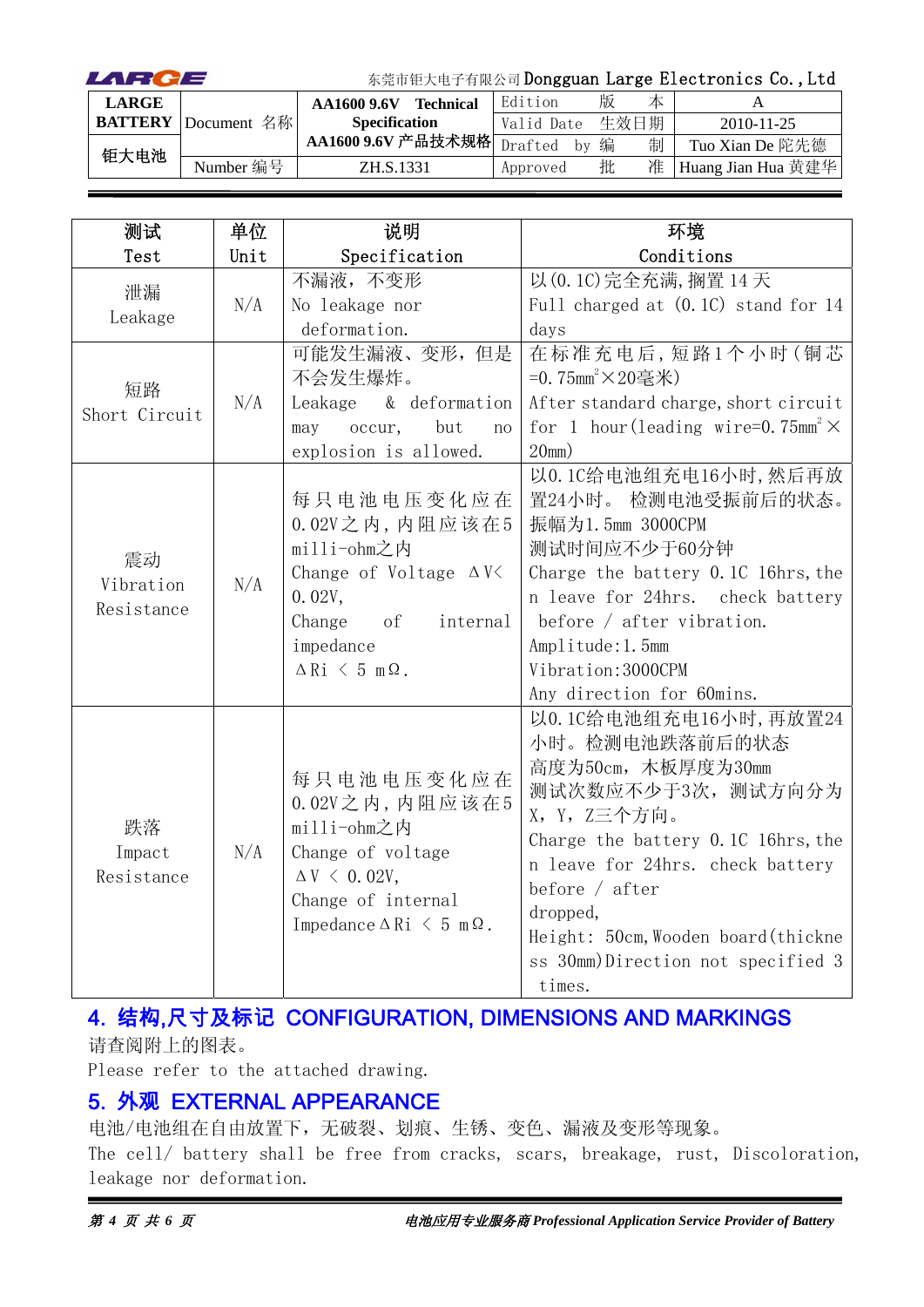| 测试<br>Test | 单位<br>Unit | 说明<br>Specification | 环境<br>Conditions |
|---|---|---|---|
| 泄漏<br>Leakage | N/A | 不漏液，不变形<br>No leakage nor deformation. | 以(0.1C)完全充满,搁置14天<br>Full charged at (0.1C) stand for 14 days |
| 短路<br>Short Circuit | N/A | 可能发生漏液、变形，但是不会发生爆炸。<br>Leakage & deformation may occur, but no explosion is allowed. | 在标准充电后,短路1个小时(铜芯=0.75mm$^2$×20毫米)<br>After standard charge, short circuit for 1 hour(leading wire=0.75mm$^2$×20mm) |
| 震动<br>Vibration Resistance | N/A | 每只电池电压变化应在0.02V之内,内阻应该在5 milli-ohm之内<br>Change of Voltage ΔV< 0.02V,<br>Change of internal impedance<br>ΔRi < 5 mΩ. | 以0.1C给电池组充电16小时,然后再放置24小时。检测电池受振前后的状态。<br>振幅为1.5mm 3000CPM<br>测试时间应不少于60分钟<br>Charge the battery 0.1C 16hrs, then leave for 24hrs. check battery before / after vibration.<br>Amplitude:1.5mm<br>Vibration:3000CPM<br>Any direction for 60mins. |
| 跌落<br>Impact Resistance | N/A | 每只电池电压变化应在0.02V之内,内阻应该在5 milli-ohm之内<br>Change of voltage<br>ΔV < 0.02V,<br>Change of internal Impedance ΔRi < 5 mΩ. | 以0.1C给电池组充电16小时,再放置24小时。检测电池跌落前后的状态<br>高度为50cm，木板厚度为30mm<br>测试次数应不少于3次，测试方向分为X，Y，Z三个方向。<br>Charge the battery 0.1C 16hrs, then leave for 24hrs. check battery before / after dropped,<br>Height: 50cm, Wooden board(thickness 30mm)Direction not specified 3 times. |

## 4. 结构,尺寸及标记 CONFIGURATION, DIMENSIONS AND MARKINGS

请查阅附上的图表。

Please refer to the attached drawing.

## 5. 外观 EXTERNAL APPEARANCE

电池/电池组在自由放置下，无破裂、划痕、生锈、变色、漏液及变形等现象。

The cell/ battery shall be free from cracks, scars, breakage, rust, Discoloration, leakage nor deformation.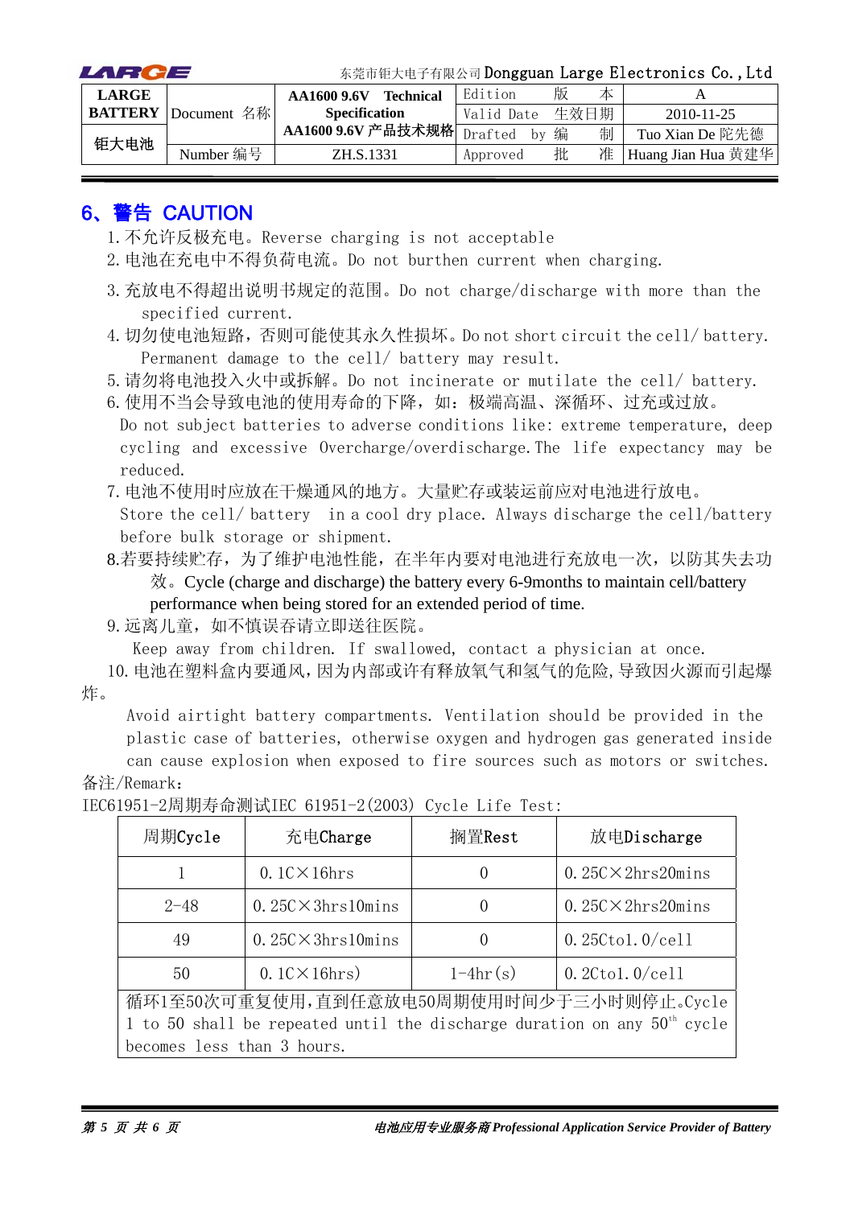## 6、警告 CAUTION

1. 不允许反极充电。Reverse charging is not acceptable
2. 电池在充电中不得负荷电流。Do not burthen current when charging.
3. 充放电不得超出说明书规定的范围。Do not charge/discharge with more than the specified current.
4. 切勿使电池短路，否则可能使其永久性损坏。Do not short circuit the cell/ battery. Permanent damage to the cell/ battery may result.
5. 请勿将电池投入火中或拆解。Do not incinerate or mutilate the cell/ battery.
6. 使用不当会导致电池的使用寿命的下降，如：极端高温、深循环、过充或过放。Do not subject batteries to adverse conditions like: extreme temperature, deep cycling and excessive Overcharge/overdischarge. The life expectancy may be reduced.
7. 电池不使用时应放在干燥通风的地方。大量贮存或装运前应对电池进行放电。Store the cell/ battery in a cool dry place. Always discharge the cell/battery before bulk storage or shipment.
8. 若要持续贮存，为了维护电池性能，在半年内要对电池进行充放电一次，以防其失去功效。Cycle (charge and discharge) the battery every 6-9months to maintain cell/battery performance when being stored for an extended period of time.
9. 远离儿童，如不慎误吞请立即送往医院。Keep away from children. If swallowed, contact a physician at once.
10. 电池在塑料盒内要通风，因为内部或许有释放氧气和氢气的危险,导致因火源而引起爆炸。Avoid airtight battery compartments. Ventilation should be provided in the plastic case of batteries, otherwise oxygen and hydrogen gas generated inside can cause explosion when exposed to fire sources such as motors or switches.

备注/Remark：

IEC61951-2周期寿命测试IEC 61951-2(2003) Cycle Life Test:

| 周期Cycle | 充电Charge | 搁置Rest | 放电Discharge |
|---|---|---|---|
| 1 | 0.1C×16hrs | 0 | 0.25C×2hrs20mins |
| 2-48 | 0.25C×3hrs10mins | 0 | 0.25C×2hrs20mins |
| 49 | 0.25C×3hrs10mins | 0 | 0.25Cto1.0/cell |
| 50 | 0.1C×16hrs) | 1-4hr(s) | 0.2Cto1.0/cell |
| 循环1至50次可重复使用，直到任意放电50周期使用时间少于三小时则停止。Cycle 1 to 50 shall be repeated until the discharge duration on any 50th cycle becomes less than 3 hours. | | | |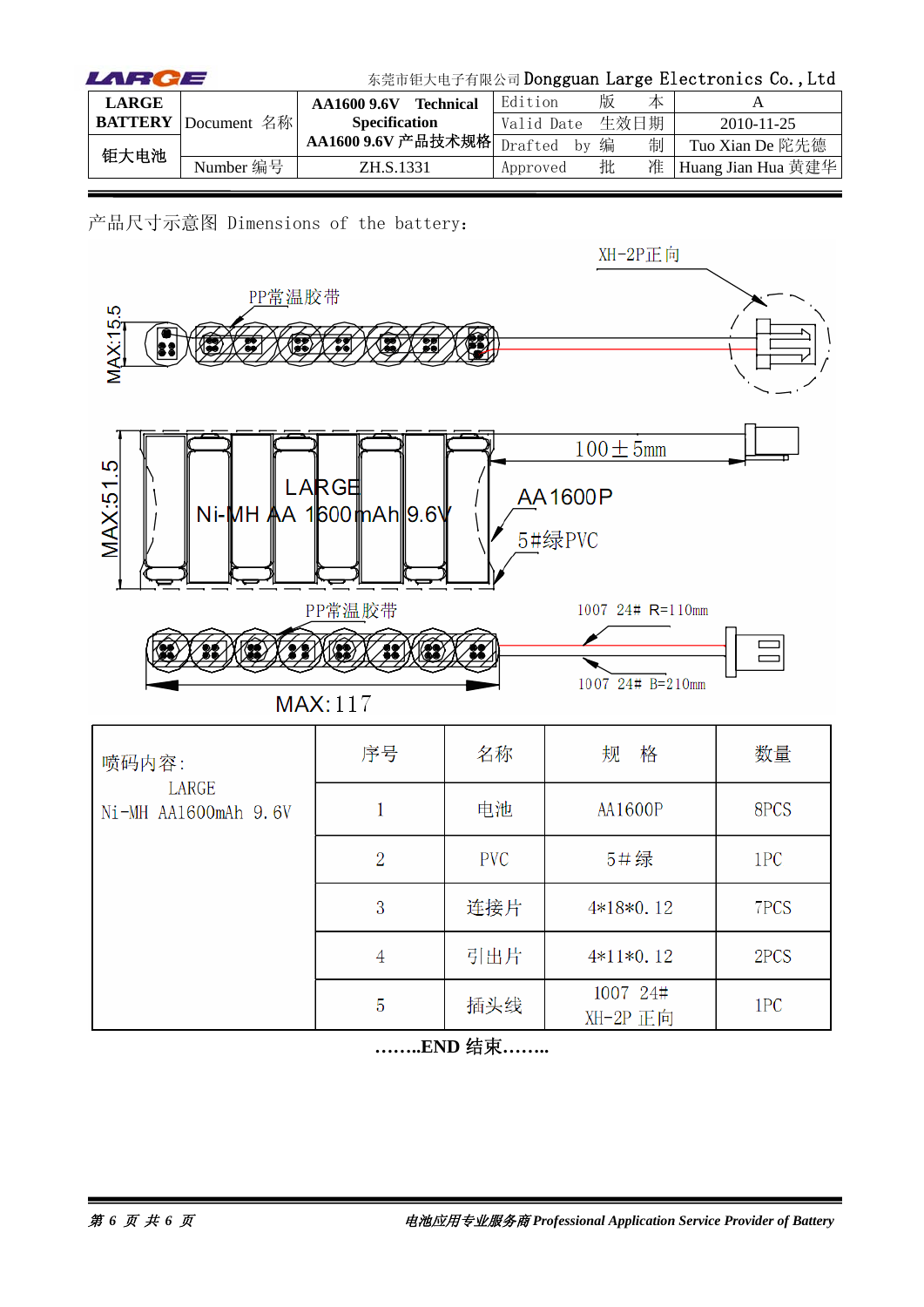| LARGE BATTERY 钜大电池 | Document 名称 | AA1600 9.6V Technical Specification AA1600 9.6V 产品技术规格 | Edition 版本 | A |
|---|---|---|---|---|
| | | | Valid Date 生效日期 | 2010-11-25 |
| | | | Drafted by 编制 | Tuo Xian De 陀先德 |
| | Number 编号 | ZH.S.1331 | Approved 批准 | Huang Jian Hua 黄建华 |

产品尺寸示意图 Dimensions of the battery:

XH-2P正向

PP常温胶带

MAX:15.5

100±5mm

MAX:51.5

LARGE

Ni-MH AA 1600mAh 9.6V

AA1600P

5#绿PVC

PP常温胶带

1007 24# R=110mm

1007 24# B=210mm

MAX:117

| 喷码内容: LARGE Ni-MH AA1600mAh 9.6V | 序号 | 名称 | 规 格 | 数量 |
|---|---|---|---|---|
| | 1 | 电池 | AA1600P | 8PCS |
| | 2 | PVC | 5#绿 | 1PC |
| | 3 | 连接片 | 4*18*0.12 | 7PCS |
| | 4 | 引出片 | 4*11*0.12 | 2PCS |
| | 5 | 插头线 | 1007 24# XH-2P 正向 | 1PC |

……..END 结束……..